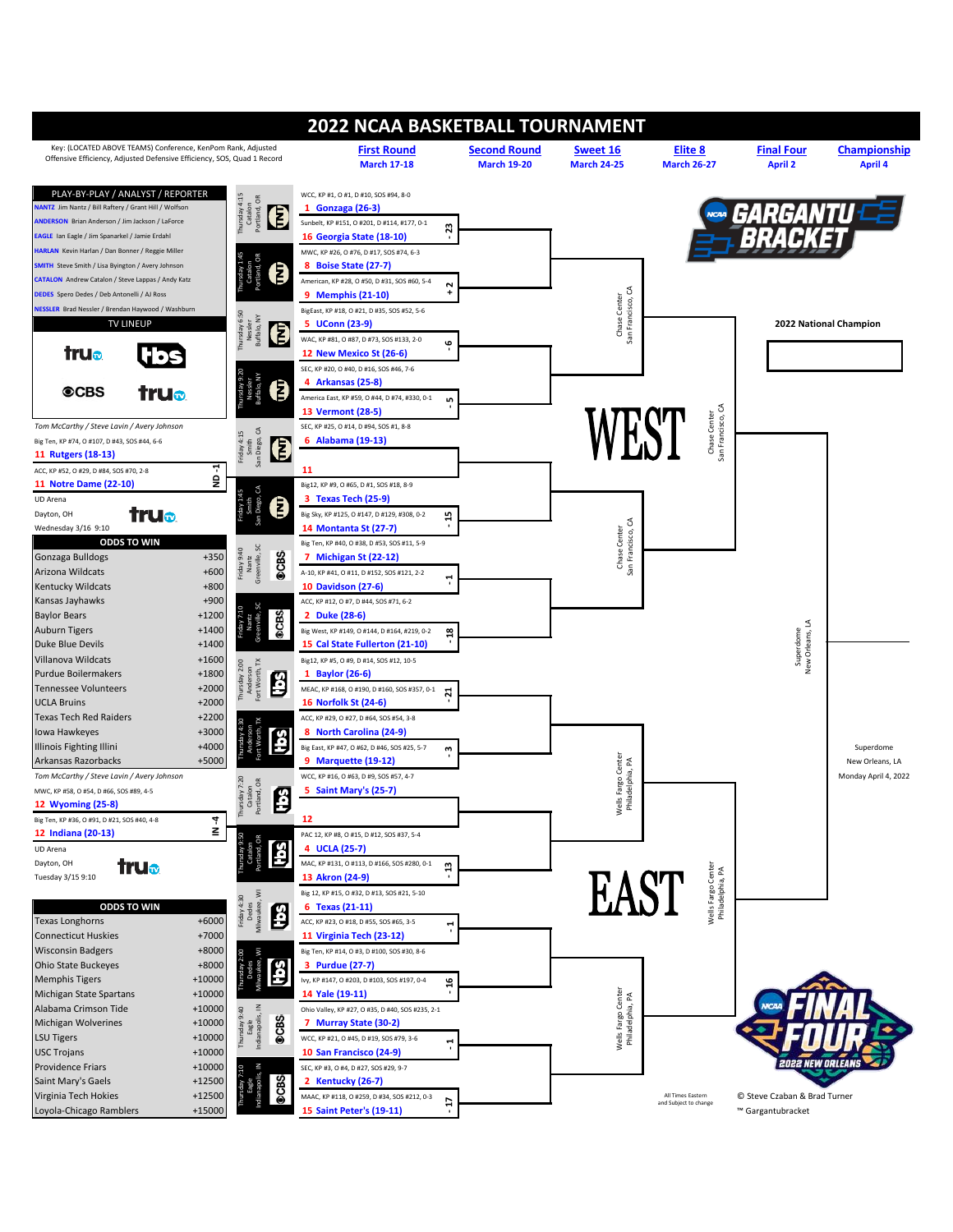# 2022 NCAA BASKETBALL TOURNAMENT

Key: (LOCATED ABOVE TEAMS) Conference, KenPom Rank, Adjusted Offensive Efficiency, Adjusted Defensive Efficiency, SOS, Quad 1 Record

| First Round | Second Round | Sweet 16 | Elite 8 | Final Four | Championship |
|---|---|---|---|---|---|
| March 17-18 | March 19-20 | March 24-25 | March 26-27 | April 2 | April 4 |

## PLAY-BY-PLAY / ANALYST / REPORTER

- NANTZ Jim Nantz / Bill Raftery / Grant Hill / Wolfson
- ANDERSON Brian Anderson / Jim Jackson / LaForce
- EAGLE Ian Eagle / Jim Spanarkel / Jamie Erdahl
- HARLAN Kevin Harlan / Dan Bonner / Reggie Miller
- SMITH Steve Smith / Lisa Byington / Avery Johnson
- CATALON Andrew Catalon / Steve Lappas / Andy Katz
- DEDES Spero Dedes / Deb Antonelli / AJ Ross
- NESSLER Brad Nessler / Brendan Haywood / Washburn

TV LINEUP: truTV, TBS, CBS, truTV

## First Four

Tom McCarthy / Steve Lavin / Avery Johnson

- Big Ten, KP #74, O #107, D #43, SOS #44, 6-6 — 11 Rutgers (18-13)
- ACC, KP #52, O #29, D #84, SOS #70, 2-8 — 11 Notre Dame (22-10) — ND -1

UD Arena, Dayton, OH — truTV — Wednesday 3/16 9:10

Tom McCarthy / Steve Lavin / Avery Johnson

- MWC, KP #58, O #54, D #66, SOS #89, 4-5 — 12 Wyoming (25-8)
- Big Ten, KP #36, O #91, D #21, SOS #40, 4-8 — 12 Indiana (20-13) — IN -4

UD Arena, Dayton, OH — truTV — Tuesday 3/15 9:10

## ODDS TO WIN

| Team | Odds |
|---|---|
| Gonzaga Bulldogs | +350 |
| Arizona Wildcats | +600 |
| Kentucky Wildcats | +800 |
| Kansas Jayhawks | +900 |
| Baylor Bears | +1200 |
| Auburn Tigers | +1400 |
| Duke Blue Devils | +1400 |
| Villanova Wildcats | +1600 |
| Purdue Boilermakers | +1800 |
| Tennessee Volunteers | +2000 |
| UCLA Bruins | +2000 |
| Texas Tech Red Raiders | +2200 |
| Iowa Hawkeyes | +3000 |
| Illinois Fighting Illini | +4000 |
| Arkansas Razorbacks | +5000 |

## ODDS TO WIN

| Team | Odds |
|---|---|
| Texas Longhorns | +6000 |
| Connecticut Huskies | +7000 |
| Wisconsin Badgers | +8000 |
| Ohio State Buckeyes | +8000 |
| Memphis Tigers | +10000 |
| Michigan State Spartans | +10000 |
| Alabama Crimson Tide | +10000 |
| Michigan Wolverines | +10000 |
| LSU Tigers | +10000 |
| USC Trojans | +10000 |
| Providence Friars | +10000 |
| Saint Mary's Gaels | +12500 |
| Virginia Tech Hokies | +12500 |
| Loyola-Chicago Ramblers | +15000 |

## WEST

Second Round / Sweet 16 / Elite 8: Chase Center, San Francisco, CA

| Game | Team | Info | Line |
|---|---|---|---|
| Thursday 4:15, Catalon, Portland, OR — TNT | 1 Gonzaga (26-3) | WCC, KP #1, O #1, D #10, SOS #94, 8-0 | -23 |
| | 16 Georgia State (18-10) | Sunbelt, KP #151, O #201, D #114, #177, 0-1 | |
| Thursday 1:45, Catalon, Portland, OR — TNT | 8 Boise State (27-7) | MWC, KP #26, O #76, D #17, SOS #74, 6-3 | +2 |
| | 9 Memphis (21-10) | American, KP #28, O #50, D #31, SOS #60, 5-4 | |
| Thursday 6:50, Nessler, Buffalo, NY — TNT | 5 UConn (23-9) | BigEast, KP #18, O #21, D #35, SOS #52, 5-6 | -6 |
| | 12 New Mexico St (26-6) | WAC, KP #81, O #87, D #73, SOS #133, 2-0 | |
| Thursday 9:20, Nessler, Buffalo, NY — TNT | 4 Arkansas (25-8) | SEC, KP #20, O #40, D #16, SOS #46, 7-6 | -5 |
| | 13 Vermont (28-5) | America East, KP #59, O #44, D #74, #330, 0-1 | |
| Friday 4:15, Smith, San Diego, CA — TNT | 6 Alabama (19-13) | SEC, KP #25, O #14, D #94, SOS #1, 8-8 | |
| | 11 | | |
| Friday 1:45, Smith, San Diego, CA — TNT | 3 Texas Tech (25-9) | Big12, KP #9, O #65, D #1, SOS #18, 8-9 | -15 |
| | 14 Montana St (27-7) | Big Sky, KP #125, O #147, D #129, #308, 0-2 | |
| Friday 9:40, Nantz, Greenville, SC — CBS | 7 Michigan St (22-12) | Big Ten, KP #40, O #38, D #53, SOS #11, 5-9 | -1 |
| | 10 Davidson (27-6) | A-10, KP #41, O #11, D #152, SOS #121, 2-2 | |
| Friday 7:10, Nantz, Greenville, SC — CBS | 2 Duke (28-6) | ACC, KP #12, O #7, D #44, SOS #71, 6-2 | -18 |
| | 15 Cal State Fullerton (21-10) | Big West, KP #149, O #144, D #164, #219, 0-2 | |

## EAST

Second Round / Sweet 16 / Elite 8: Wells Fargo Center, Philadelphia, PA

| Game | Team | Info | Line |
|---|---|---|---|
| Thursday 2:00, Anderson, Fort Worth, TX — TBS | 1 Baylor (26-6) | Big12, KP #5, O #9, D #14, SOS #12, 10-5 | -21 |
| | 16 Norfolk St (24-6) | MEAC, KP #168, O #190, D #160, SOS #357, 0-1 | |
| Thursday 4:30, Anderson, Fort Worth, TX — TBS | 8 North Carolina (24-9) | ACC, KP #29, O #27, D #64, SOS #54, 3-8 | -3 |
| | 9 Marquette (19-12) | Big East, KP #47, O #62, D #46, SOS #25, 5-7 | |
| Thursday 7:20, Catalon, Portland, OR — TBS | 5 Saint Mary's (25-7) | WCC, KP #16, O #63, D #9, SOS #57, 4-7 | |
| | 12 | | |
| Thursday 9:50, Catalon, Portland, OR — TBS | 4 UCLA (25-7) | PAC 12, KP #8, O #15, D #12, SOS #37, 5-4 | -13 |
| | 13 Akron (24-9) | MAC, KP #131, O #113, D #166, SOS #280, 0-1 | |
| Friday 4:30, Dedes, Milwaukee, WI — TBS | 6 Texas (21-11) | Big 12, KP #15, O #32, D #13, SOS #21, 5-10 | -1 |
| | 11 Virginia Tech (23-12) | ACC, KP #23, O #18, D #55, SOS #65, 3-5 | |
| Thursday 2:00, Dedes, Milwaukee, WI — TBS | 3 Purdue (27-7) | Big Ten, KP #14, O #3, D #100, SOS #30, 8-6 | -16 |
| | 14 Yale (19-11) | Ivy, KP #147, O #203, D #103, SOS #197, 0-4 | |
| Thursday 9:40, Eagle, Indianapolis, IN — CBS | 7 Murray State (30-2) | Ohio Valley, KP #27, O #35, D #40, SOS #235, 2-1 | -1 |
| | 10 San Francisco (24-9) | WCC, KP #21, O #45, D #19, SOS #79, 3-6 | |
| Thursday 7:10, Eagle, Indianapolis, IN — CBS | 2 Kentucky (26-7) | SEC, KP #3, O #4, D #27, SOS #29, 9-7 | -17 |
| | 15 Saint Peter's (19-11) | MAAC, KP #118, O #259, D #34, SOS #212, 0-3 | |

## Final Four

Superdome, New Orleans, LA

Championship: Superdome, New Orleans, LA — Monday April 4, 2022

2022 National Champion: ________

GARGANTU BRACKET

All Times Eastern and Subject to change

© Steve Czaban & Brad Turner

™ Gargantubracket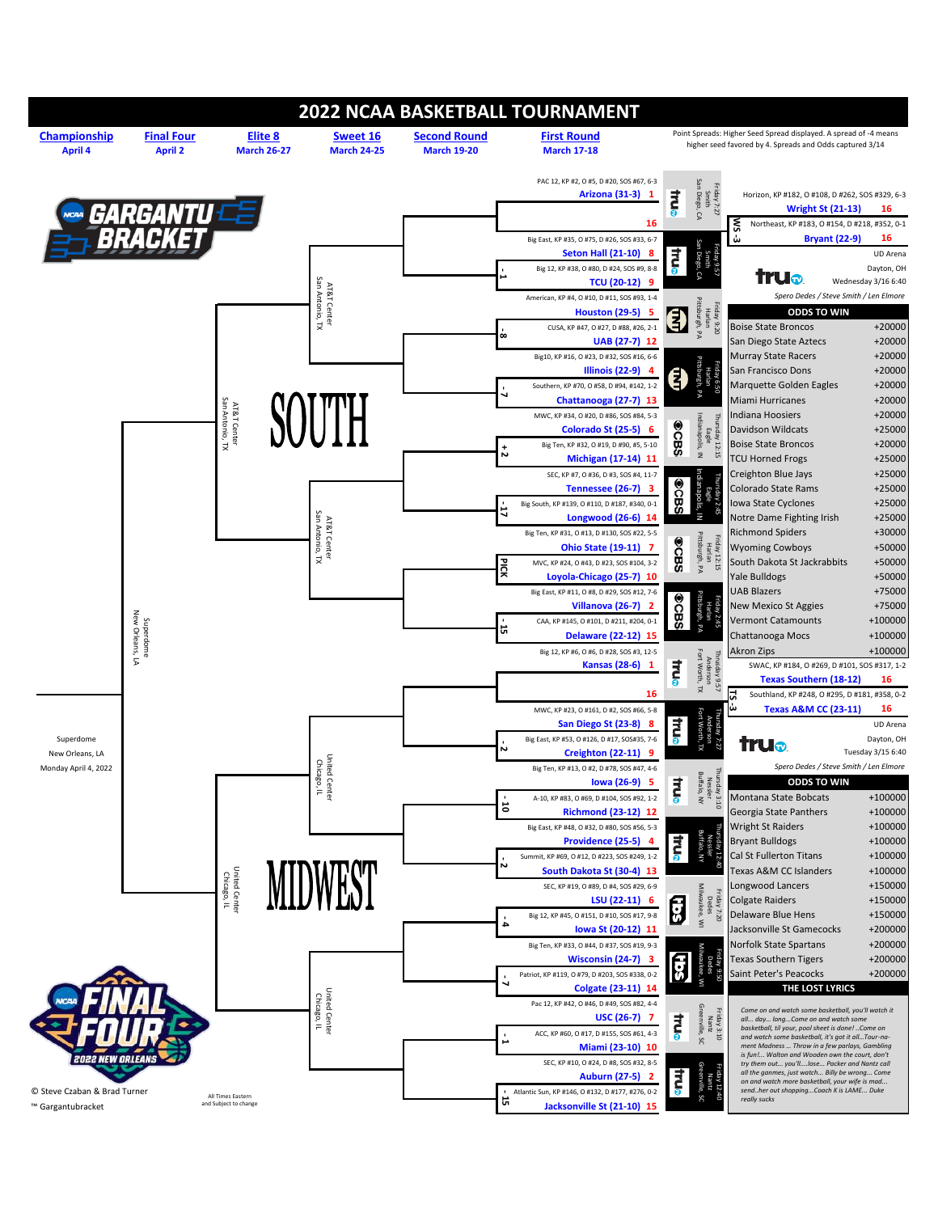# 2022 NCAA BASKETBALL TOURNAMENT

| Championship | Final Four | Elite 8 | Sweet 16 | Second Round | First Round |
|---|---|---|---|---|---|
| April 4 | April 2 | March 26-27 | March 24-25 | March 19-20 | March 17-18 |

Point Spreads: Higher Seed Spread displayed. A spread of -4 means higher seed favored by 4. Spreads and Odds captured 3/14

GARGANTU BRACKET

## SOUTH

AT&T Center, San Antonio, TX

| Info | Team | Seed | Spread | Network / Time / Location |
|---|---|---|---|---|
| PAC 12, KP #2, O #5, D #20, SOS #67, 6-3 | Arizona (31-3) | 1 | | truTV, Friday 7:27, Smith, San Diego, CA |
| | | 16 | | |
| Big East, KP #35, O #75, D #26, SOS #33, 6-7 | Seton Hall (21-10) | 8 | -1 | truTV, Friday 9:57, Smith, San Diego, CA |
| Big 12, KP #38, O #80, D #24, SOS #9, 8-8 | TCU (20-12) | 9 | | |
| American, KP #4, O #10, D #11, SOS #93, 1-4 | Houston (29-5) | 5 | -8 | TNT, Friday 9:20, Harlan, Pittsburgh, PA |
| CUSA, KP #47, O #27, D #88, #26, 2-1 | UAB (27-7) | 12 | | |
| Big10, KP #16, O #23, D #32, SOS #16, 6-6 | Illinois (22-9) | 4 | -7 | TNT, Friday 6:50, Harlan, Pittsburgh, PA |
| Southern, KP #70, O #58, D #94, #142, 1-2 | Chattanooga (27-7) | 13 | | |
| MWC, KP #34, O #20, D #86, SOS #84, 5-3 | Colorado St (25-5) | 6 | +2 | CBS, Thursday 12:15, Eagle, Indianapolis, IN |
| Big Ten, KP #32, O #19, D #90, #5, 5-10 | Michigan (17-14) | 11 | | |
| SEC, KP #7, O #36, D #3, SOS #4, 11-7 | Tennessee (26-7) | 3 | -17 | CBS, Thursday 2:45, Eagle, Indianapolis, IN |
| Big South, KP #139, O #110, D #187, #340, 0-1 | Longwood (26-6) | 14 | | |
| Big Ten, KP #31, O #13, D #130, SOS #22, 5-5 | Ohio State (19-11) | 7 | PICK | CBS, Friday 12:15, Harlan, Pittsburgh, PA |
| MVC, KP #24, O #43, D #23, SOS #104, 3-2 | Loyola-Chicago (25-7) | 10 | | |
| Big East, KP #11, O #8, D #29, SOS #12, 7-6 | Villanova (26-7) | 2 | -15 | CBS, Friday 2:45, Harlan, Pittsburgh, PA |
| CAA, KP #145, O #101, D #211, #204, 0-1 | Delaware (22-12) | 15 | | |

### First Four (Wednesday 3/16 6:40, truTV, UD Arena, Dayton, OH — Spero Dedes / Steve Smith / Len Elmore)

| Info | Team | Seed | Spread |
|---|---|---|---|
| Horizon, KP #182, O #108, D #262, SOS #329, 6-3 | Wright St (21-13) | 16 | WS -3 |
| Northeast, KP #183, O #154, D #218, #352, 0-1 | Bryant (22-9) | 16 | |

### ODDS TO WIN

| Team | Odds |
|---|---|
| Boise State Broncos | +20000 |
| San Diego State Aztecs | +20000 |
| Murray State Racers | +20000 |
| San Francisco Dons | +20000 |
| Marquette Golden Eagles | +20000 |
| Miami Hurricanes | +20000 |
| Indiana Hoosiers | +20000 |
| Davidson Wildcats | +25000 |
| Boise State Broncos | +20000 |
| TCU Horned Frogs | +25000 |
| Creighton Blue Jays | +25000 |
| Colorado State Rams | +25000 |
| Iowa State Cyclones | +25000 |
| Notre Dame Fighting Irish | +25000 |
| Richmond Spiders | +30000 |
| Wyoming Cowboys | +50000 |
| South Dakota St Jackrabbits | +50000 |
| Yale Bulldogs | +50000 |
| UAB Blazers | +75000 |
| New Mexico St Aggies | +75000 |
| Vermont Catamounts | +100000 |
| Chattanooga Mocs | +100000 |
| Akron Zips | +100000 |

## MIDWEST

United Center, Chicago, IL

| Info | Team | Seed | Spread | Network / Time / Location |
|---|---|---|---|---|
| Big 12, KP #6, O #6, D #28, SOS #3, 12-5 | Kansas (28-6) | 1 | | truTV, Thursday 9:57, Anderson, Fort Worth, TX |
| | | 16 | | |
| MWC, KP #23, O #161, D #2, SOS #66, 5-8 | San Diego St (23-8) | 8 | -2 | truTV, Thursday 7:27, Anderson, Fort Worth, TX |
| Big East, KP #53, O #126, D #17, SOS#35, 7-6 | Creighton (22-11) | 9 | | |
| Big Ten, KP #13, O #2, D #78, SOS #47, 4-6 | Iowa (26-9) | 5 | -10 | truTV, Thursday 3:10, Nessler, Buffalo, NY |
| A-10, KP #83, O #69, D #104, SOS #92, 1-2 | Richmond (23-12) | 12 | | |
| Big East, KP #48, O #32, D #80, SOS #56, 5-3 | Providence (25-5) | 4 | -2 | truTV, Thursday 12:40, Nessler, Buffalo, NY |
| Summit, KP #69, O #12, D #223, SOS #249, 1-2 | South Dakota St (30-4) | 13 | | |
| SEC, KP #19, O #89, D #4, SOS #29, 6-9 | LSU (22-11) | 6 | -4 | tbs, Friday 7:20, Dedes, Milwaukee, WI |
| Big 12, KP #45, O #151, D #10, SOS #17, 9-8 | Iowa St (20-12) | 11 | | |
| Big Ten, KP #33, O #44, D #37, SOS #19, 9-3 | Wisconsin (24-7) | 3 | -7 | tbs, Friday 9:50, Dedes, Milwaukee, WI |
| Patriot, KP #119, O #79, D #203, SOS #338, 0-2 | Colgate (23-11) | 14 | | |
| Pac 12, KP #42, O #46, D #49, SOS #82, 4-4 | USC (26-7) | 7 | -1 | truTV, Friday 3:10, Nantz, Greenville, SC |
| ACC, KP #60, O #17, D #155, SOS #61, 4-3 | Miami (23-10) | 10 | | |
| SEC, KP #10, O #24, D #8, SOS #32, 8-5 | Auburn (27-5) | 2 | -15 | truTV, Friday 12:40, Nantz, Greenville, SC |
| Atlantic Sun, KP #146, O #132, D #177, #276, 0-2 | Jacksonville St (21-10) | 15 | | |

### First Four (Tuesday 3/15 6:40, truTV, UD Arena, Dayton, OH — Spero Dedes / Steve Smith / Len Elmore)

| Info | Team | Seed | Spread |
|---|---|---|---|
| SWAC, KP #184, O #269, D #101, SOS #317, 1-2 | Texas Southern (18-12) | 16 | TS -3 |
| Southland, KP #248, O #295, D #181, #358, 0-2 | Texas A&M CC (23-11) | 16 | |

### ODDS TO WIN

| Team | Odds |
|---|---|
| Montana State Bobcats | +100000 |
| Georgia State Panthers | +100000 |
| Wright St Raiders | +100000 |
| Bryant Bulldogs | +100000 |
| Cal St Fullerton Titans | +100000 |
| Texas A&M CC Islanders | +100000 |
| Longwood Lancers | +150000 |
| Colgate Raiders | +150000 |
| Delaware Blue Hens | +150000 |
| Jacksonville St Gamecocks | +200000 |
| Norfolk State Spartans | +200000 |
| Texas Southern Tigers | +200000 |
| Saint Peter's Peacocks | +200000 |

### THE LOST LYRICS

*Come on and watch some basketball, you'll watch it all... day... long...Come on and watch some basketball, til your, pool sheet is done! ..Come on and watch some basketball, it's got it all...Tour-na-ment Madness ... Throw in a few parlays, Gambling is fun!... Walton and Wooden own the court, don't try them out... you'll....lose... Packer and Nantz call all the gammes, just watch... Billy be wrong... Come on and watch more basketball, your wife is mad... send..her out shopping...Coach K is LAME... Duke really sucks*

Superdome, New Orleans, LA (Final Four)

Superdome
New Orleans, LA
Monday April 4, 2022

2022 NEW ORLEANS FINAL FOUR

© Steve Czaban & Brad Turner
™ Gargantubracket

All Times Eastern and Subject to change